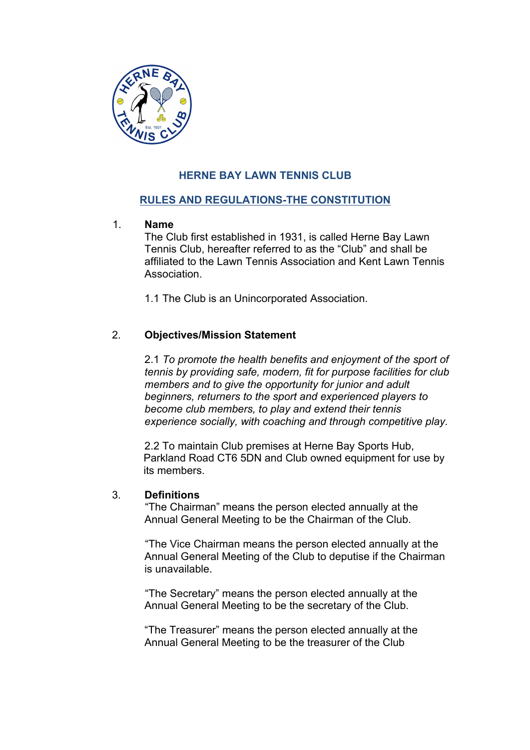# HERNE BAY LAWN TENNIS CLUB

## RULES AND REGULATIONS-THE CONSTITUTION

1. **Name**

   The Club first established in 1931, is called Herne Bay Lawn Tennis Club, hereafter referred to as the "Club" and shall be affiliated to the Lawn Tennis Association and Kent Lawn Tennis Association.

   1.1 The Club is an Unincorporated Association.

2. **Objectives/Mission Statement**

   2.1 *To promote the health benefits and enjoyment of the sport of tennis by providing safe, modern, fit for purpose facilities for club members and to give the opportunity for junior and adult beginners, returners to the sport and experienced players to become club members, to play and extend their tennis experience socially, with coaching and through competitive play.*

   2.2 To maintain Club premises at Herne Bay Sports Hub, Parkland Road CT6 5DN and Club owned equipment for use by its members.

3. **Definitions**

   "The Chairman" means the person elected annually at the Annual General Meeting to be the Chairman of the Club.

   "The Vice Chairman means the person elected annually at the Annual General Meeting of the Club to deputise if the Chairman is unavailable.

   "The Secretary" means the person elected annually at the Annual General Meeting to be the secretary of the Club.

   "The Treasurer" means the person elected annually at the Annual General Meeting to be the treasurer of the Club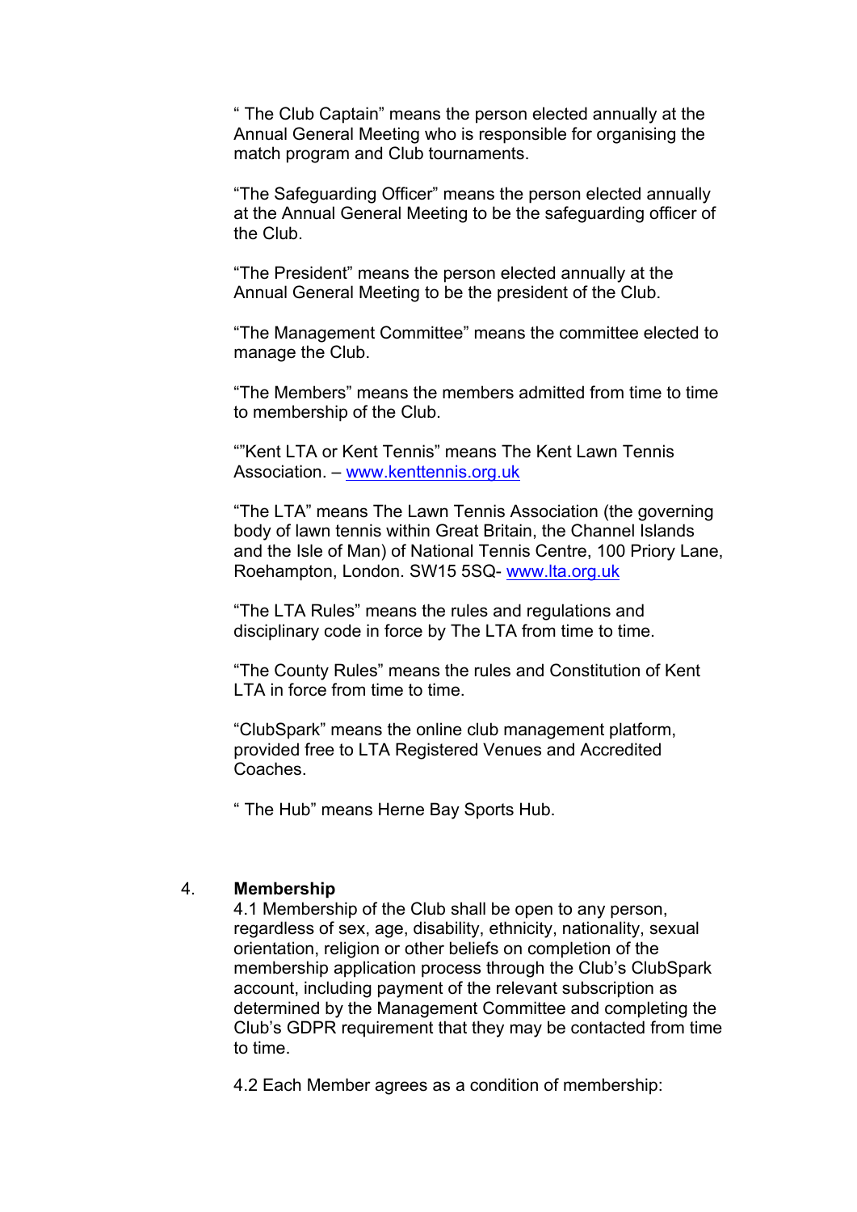" The Club Captain" means the person elected annually at the Annual General Meeting who is responsible for organising the match program and Club tournaments.

"The Safeguarding Officer" means the person elected annually at the Annual General Meeting to be the safeguarding officer of the Club.

"The President" means the person elected annually at the Annual General Meeting to be the president of the Club.

"The Management Committee" means the committee elected to manage the Club.

"The Members" means the members admitted from time to time to membership of the Club.

""Kent LTA or Kent Tennis" means The Kent Lawn Tennis Association. – www.kenttennis.org.uk

"The LTA" means The Lawn Tennis Association (the governing body of lawn tennis within Great Britain, the Channel Islands and the Isle of Man) of National Tennis Centre, 100 Priory Lane, Roehampton, London. SW15 5SQ- www.lta.org.uk

"The LTA Rules" means the rules and regulations and disciplinary code in force by The LTA from time to time.

"The County Rules" means the rules and Constitution of Kent LTA in force from time to time.

"ClubSpark" means the online club management platform, provided free to LTA Registered Venues and Accredited Coaches.

" The Hub" means Herne Bay Sports Hub.

4. **Membership**

4.1 Membership of the Club shall be open to any person, regardless of sex, age, disability, ethnicity, nationality, sexual orientation, religion or other beliefs on completion of the membership application process through the Club's ClubSpark account, including payment of the relevant subscription as determined by the Management Committee and completing the Club's GDPR requirement that they may be contacted from time to time.

4.2 Each Member agrees as a condition of membership: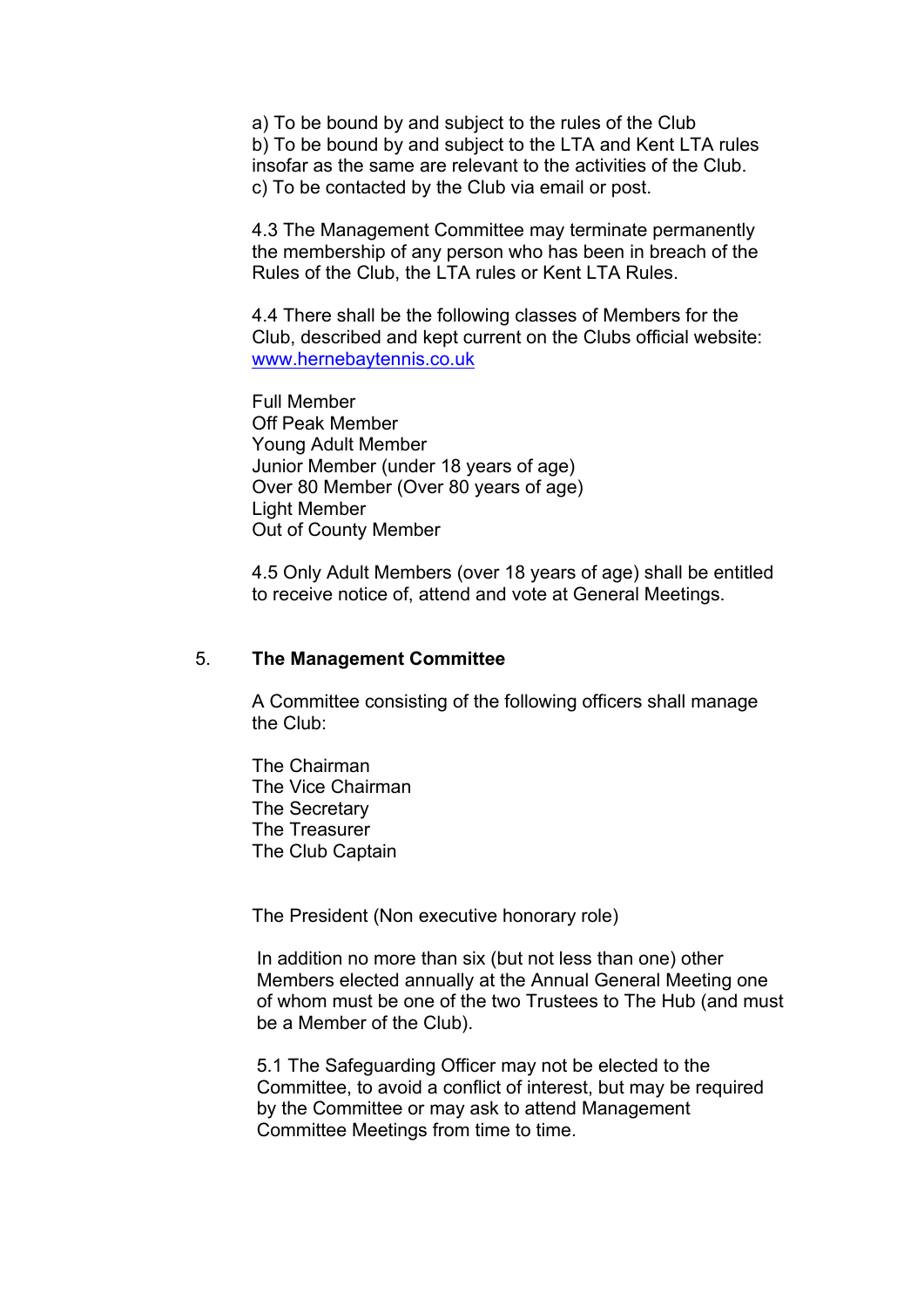a) To be bound by and subject to the rules of the Club
b) To be bound by and subject to the LTA and Kent LTA rules insofar as the same are relevant to the activities of the Club.
c) To be contacted by the Club via email or post.

4.3 The Management Committee may terminate permanently the membership of any person who has been in breach of the Rules of the Club, the LTA rules or Kent LTA Rules.

4.4 There shall be the following classes of Members for the Club, described and kept current on the Clubs official website: www.hernebaytennis.co.uk

Full Member
Off Peak Member
Young Adult Member
Junior Member (under 18 years of age)
Over 80 Member (Over 80 years of age)
Light Member
Out of County Member

4.5 Only Adult Members (over 18 years of age) shall be entitled to receive notice of, attend and vote at General Meetings.

## 5. The Management Committee

A Committee consisting of the following officers shall manage the Club:

The Chairman
The Vice Chairman
The Secretary
The Treasurer
The Club Captain

The President (Non executive honorary role)

In addition no more than six (but not less than one) other Members elected annually at the Annual General Meeting one of whom must be one of the two Trustees to The Hub (and must be a Member of the Club).

5.1 The Safeguarding Officer may not be elected to the Committee, to avoid a conflict of interest, but may be required by the Committee or may ask to attend Management Committee Meetings from time to time.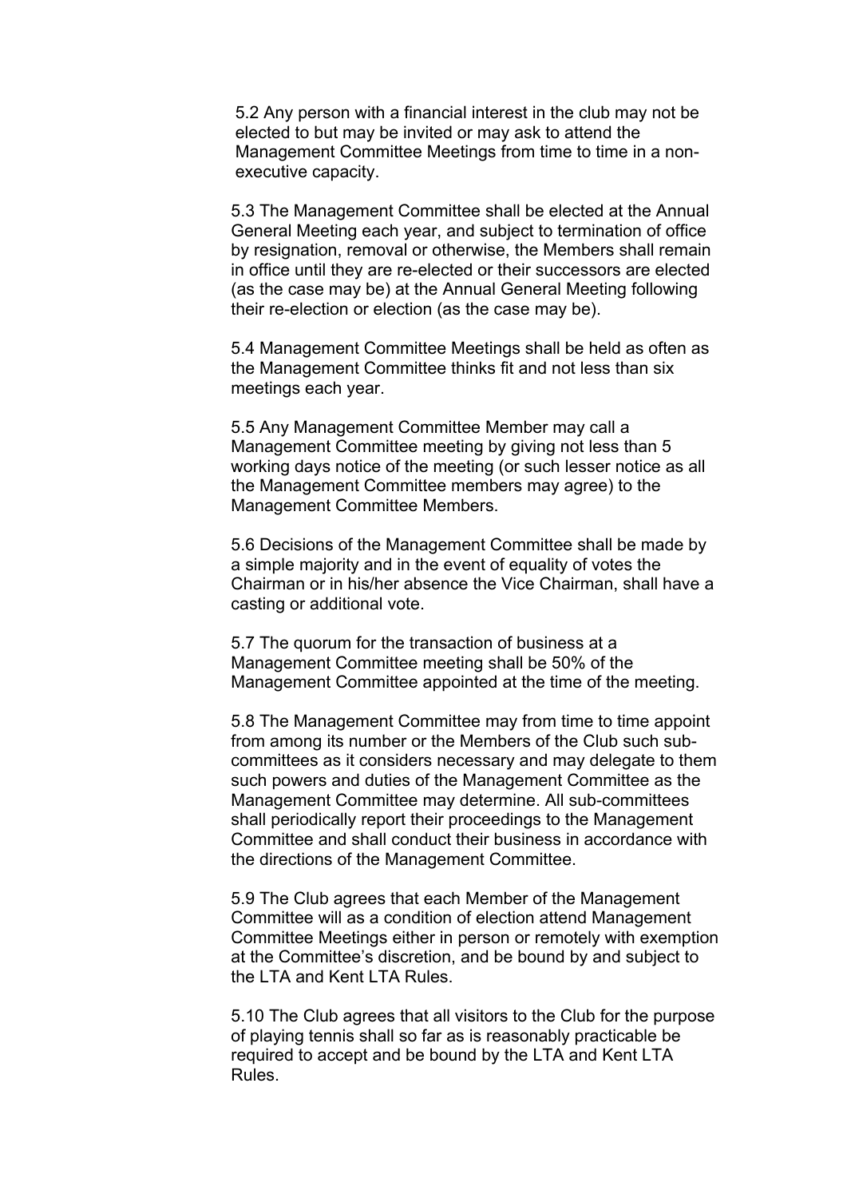5.2 Any person with a financial interest in the club may not be elected to but may be invited or may ask to attend the Management Committee Meetings from time to time in a non-executive capacity.

5.3 The Management Committee shall be elected at the Annual General Meeting each year, and subject to termination of office by resignation, removal or otherwise, the Members shall remain in office until they are re-elected or their successors are elected (as the case may be) at the Annual General Meeting following their re-election or election (as the case may be).

5.4 Management Committee Meetings shall be held as often as the Management Committee thinks fit and not less than six meetings each year.

5.5 Any Management Committee Member may call a Management Committee meeting by giving not less than 5 working days notice of the meeting (or such lesser notice as all the Management Committee members may agree) to the Management Committee Members.

5.6 Decisions of the Management Committee shall be made by a simple majority and in the event of equality of votes the Chairman or in his/her absence the Vice Chairman, shall have a casting or additional vote.

5.7 The quorum for the transaction of business at a Management Committee meeting shall be 50% of the Management Committee appointed at the time of the meeting.

5.8 The Management Committee may from time to time appoint from among its number or the Members of the Club such sub-committees as it considers necessary and may delegate to them such powers and duties of the Management Committee as the Management Committee may determine. All sub-committees shall periodically report their proceedings to the Management Committee and shall conduct their business in accordance with the directions of the Management Committee.

5.9 The Club agrees that each Member of the Management Committee will as a condition of election attend Management Committee Meetings either in person or remotely with exemption at the Committee's discretion, and be bound by and subject to the LTA and Kent LTA Rules.

5.10 The Club agrees that all visitors to the Club for the purpose of playing tennis shall so far as is reasonably practicable be required to accept and be bound by the LTA and Kent LTA Rules.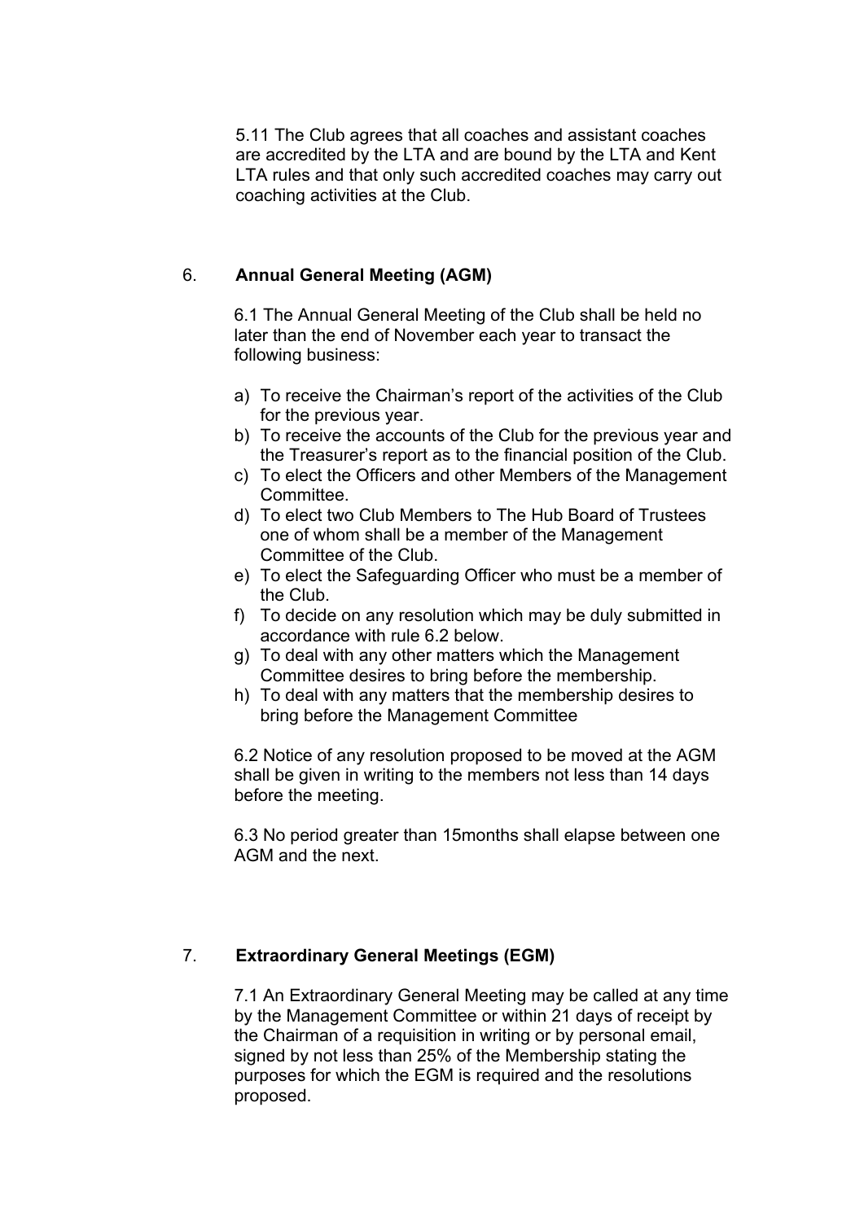5.11 The Club agrees that all coaches and assistant coaches are accredited by the LTA and are bound by the LTA and Kent LTA rules and that only such accredited coaches may carry out coaching activities at the Club.

## 6. Annual General Meeting (AGM)

6.1 The Annual General Meeting of the Club shall be held no later than the end of November each year to transact the following business:

a) To receive the Chairman's report of the activities of the Club for the previous year.
b) To receive the accounts of the Club for the previous year and the Treasurer's report as to the financial position of the Club.
c) To elect the Officers and other Members of the Management Committee.
d) To elect two Club Members to The Hub Board of Trustees one of whom shall be a member of the Management Committee of the Club.
e) To elect the Safeguarding Officer who must be a member of the Club.
f) To decide on any resolution which may be duly submitted in accordance with rule 6.2 below.
g) To deal with any other matters which the Management Committee desires to bring before the membership.
h) To deal with any matters that the membership desires to bring before the Management Committee

6.2 Notice of any resolution proposed to be moved at the AGM shall be given in writing to the members not less than 14 days before the meeting.

6.3 No period greater than 15months shall elapse between one AGM and the next.

## 7. Extraordinary General Meetings (EGM)

7.1 An Extraordinary General Meeting may be called at any time by the Management Committee or within 21 days of receipt by the Chairman of a requisition in writing or by personal email, signed by not less than 25% of the Membership stating the purposes for which the EGM is required and the resolutions proposed.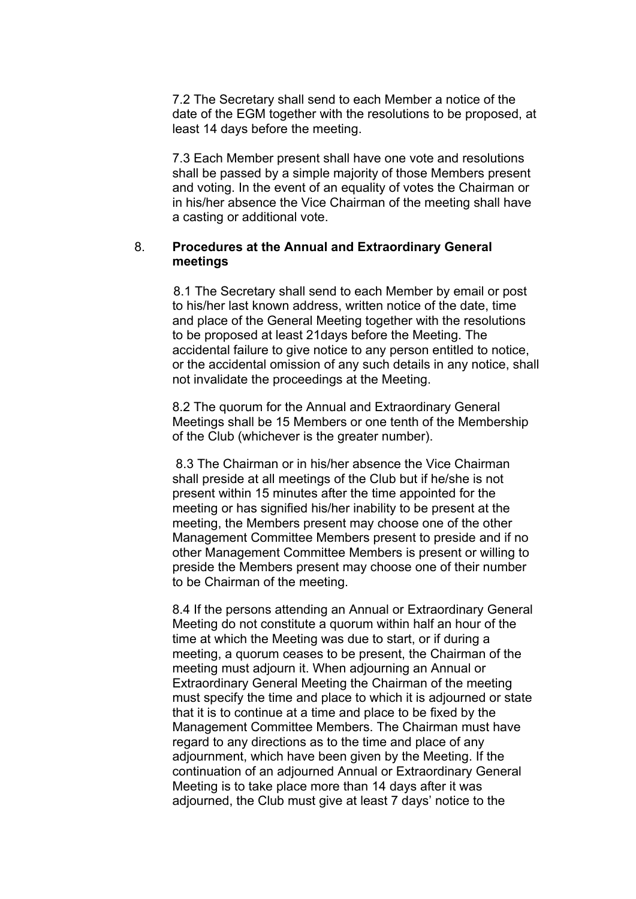7.2 The Secretary shall send to each Member a notice of the date of the EGM together with the resolutions to be proposed, at least 14 days before the meeting.

7.3 Each Member present shall have one vote and resolutions shall be passed by a simple majority of those Members present and voting. In the event of an equality of votes the Chairman or in his/her absence the Vice Chairman of the meeting shall have a casting or additional vote.

8. **Procedures at the Annual and Extraordinary General meetings**

8.1 The Secretary shall send to each Member by email or post to his/her last known address, written notice of the date, time and place of the General Meeting together with the resolutions to be proposed at least 21days before the Meeting. The accidental failure to give notice to any person entitled to notice, or the accidental omission of any such details in any notice, shall not invalidate the proceedings at the Meeting.

8.2 The quorum for the Annual and Extraordinary General Meetings shall be 15 Members or one tenth of the Membership of the Club (whichever is the greater number).

8.3 The Chairman or in his/her absence the Vice Chairman shall preside at all meetings of the Club but if he/she is not present within 15 minutes after the time appointed for the meeting or has signified his/her inability to be present at the meeting, the Members present may choose one of the other Management Committee Members present to preside and if no other Management Committee Members is present or willing to preside the Members present may choose one of their number to be Chairman of the meeting.

8.4 If the persons attending an Annual or Extraordinary General Meeting do not constitute a quorum within half an hour of the time at which the Meeting was due to start, or if during a meeting, a quorum ceases to be present, the Chairman of the meeting must adjourn it. When adjourning an Annual or Extraordinary General Meeting the Chairman of the meeting must specify the time and place to which it is adjourned or state that it is to continue at a time and place to be fixed by the Management Committee Members. The Chairman must have regard to any directions as to the time and place of any adjournment, which have been given by the Meeting. If the continuation of an adjourned Annual or Extraordinary General Meeting is to take place more than 14 days after it was adjourned, the Club must give at least 7 days' notice to the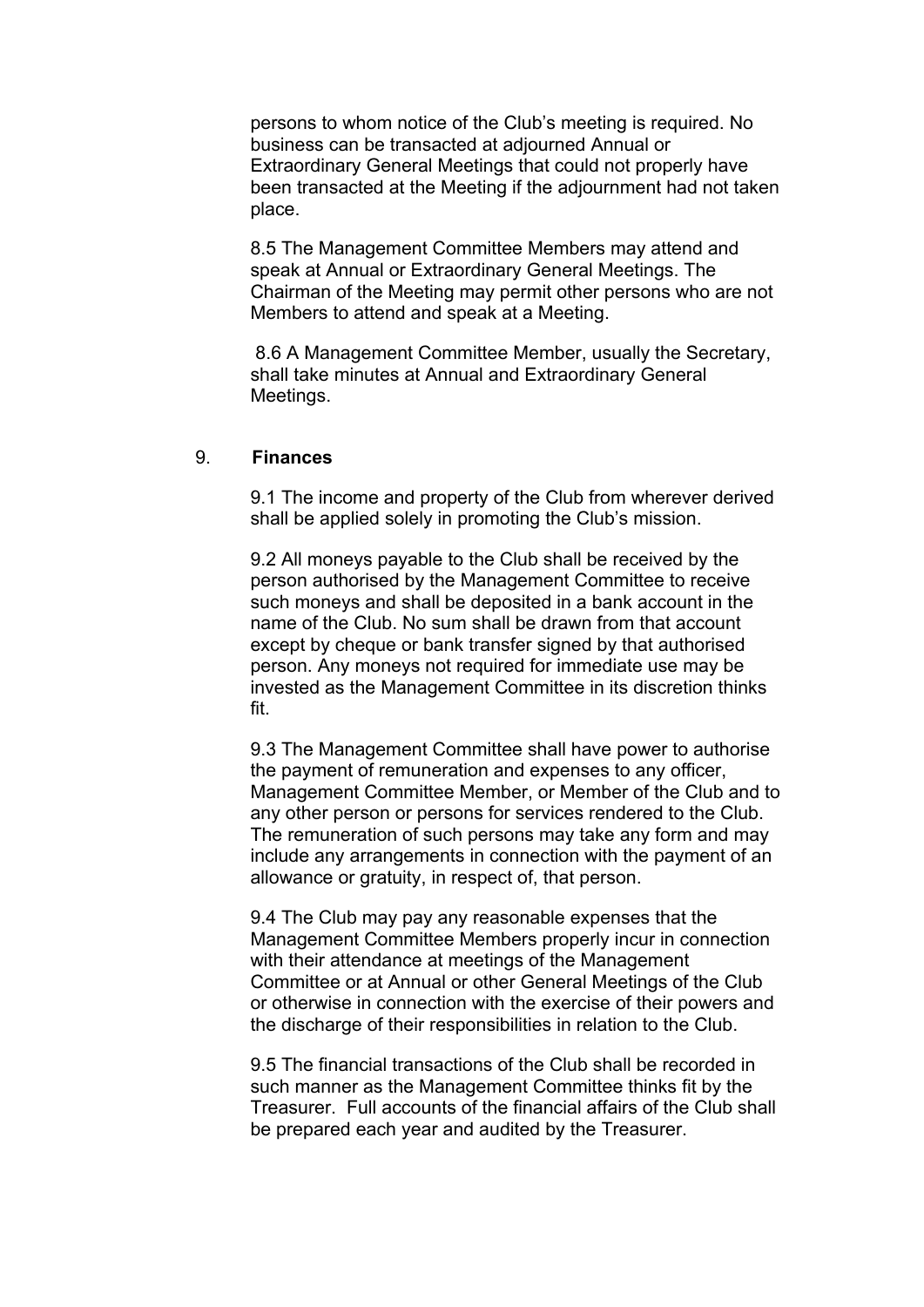persons to whom notice of the Club's meeting is required. No business can be transacted at adjourned Annual or Extraordinary General Meetings that could not properly have been transacted at the Meeting if the adjournment had not taken place.

8.5 The Management Committee Members may attend and speak at Annual or Extraordinary General Meetings. The Chairman of the Meeting may permit other persons who are not Members to attend and speak at a Meeting.

8.6 A Management Committee Member, usually the Secretary, shall take minutes at Annual and Extraordinary General Meetings.

## 9. **Finances**

9.1 The income and property of the Club from wherever derived shall be applied solely in promoting the Club's mission.

9.2 All moneys payable to the Club shall be received by the person authorised by the Management Committee to receive such moneys and shall be deposited in a bank account in the name of the Club. No sum shall be drawn from that account except by cheque or bank transfer signed by that authorised person. Any moneys not required for immediate use may be invested as the Management Committee in its discretion thinks fit.

9.3 The Management Committee shall have power to authorise the payment of remuneration and expenses to any officer, Management Committee Member, or Member of the Club and to any other person or persons for services rendered to the Club. The remuneration of such persons may take any form and may include any arrangements in connection with the payment of an allowance or gratuity, in respect of, that person.

9.4 The Club may pay any reasonable expenses that the Management Committee Members properly incur in connection with their attendance at meetings of the Management Committee or at Annual or other General Meetings of the Club or otherwise in connection with the exercise of their powers and the discharge of their responsibilities in relation to the Club.

9.5 The financial transactions of the Club shall be recorded in such manner as the Management Committee thinks fit by the Treasurer. Full accounts of the financial affairs of the Club shall be prepared each year and audited by the Treasurer.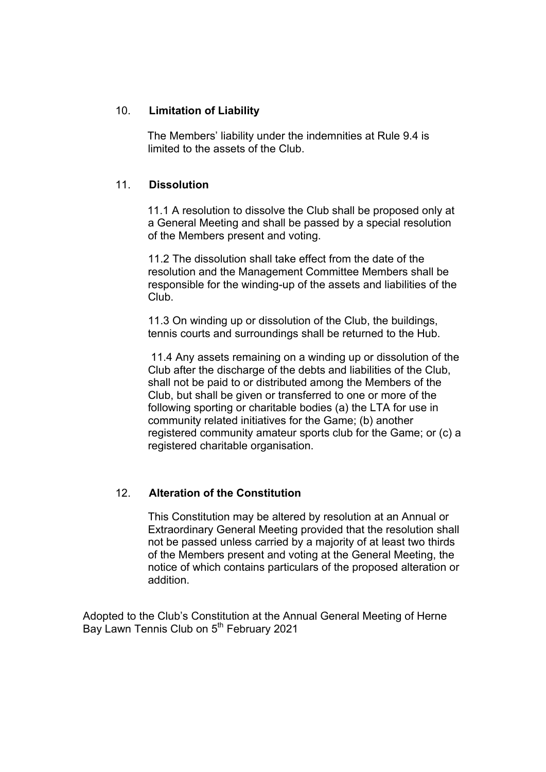## 10. **Limitation of Liability**

The Members' liability under the indemnities at Rule 9.4 is limited to the assets of the Club.

## 11. **Dissolution**

11.1 A resolution to dissolve the Club shall be proposed only at a General Meeting and shall be passed by a special resolution of the Members present and voting.

11.2 The dissolution shall take effect from the date of the resolution and the Management Committee Members shall be responsible for the winding-up of the assets and liabilities of the Club.

11.3 On winding up or dissolution of the Club, the buildings, tennis courts and surroundings shall be returned to the Hub.

11.4 Any assets remaining on a winding up or dissolution of the Club after the discharge of the debts and liabilities of the Club, shall not be paid to or distributed among the Members of the Club, but shall be given or transferred to one or more of the following sporting or charitable bodies (a) the LTA for use in community related initiatives for the Game; (b) another registered community amateur sports club for the Game; or (c) a registered charitable organisation.

## 12. **Alteration of the Constitution**

This Constitution may be altered by resolution at an Annual or Extraordinary General Meeting provided that the resolution shall not be passed unless carried by a majority of at least two thirds of the Members present and voting at the General Meeting, the notice of which contains particulars of the proposed alteration or addition.

Adopted to the Club's Constitution at the Annual General Meeting of Herne Bay Lawn Tennis Club on 5th February 2021